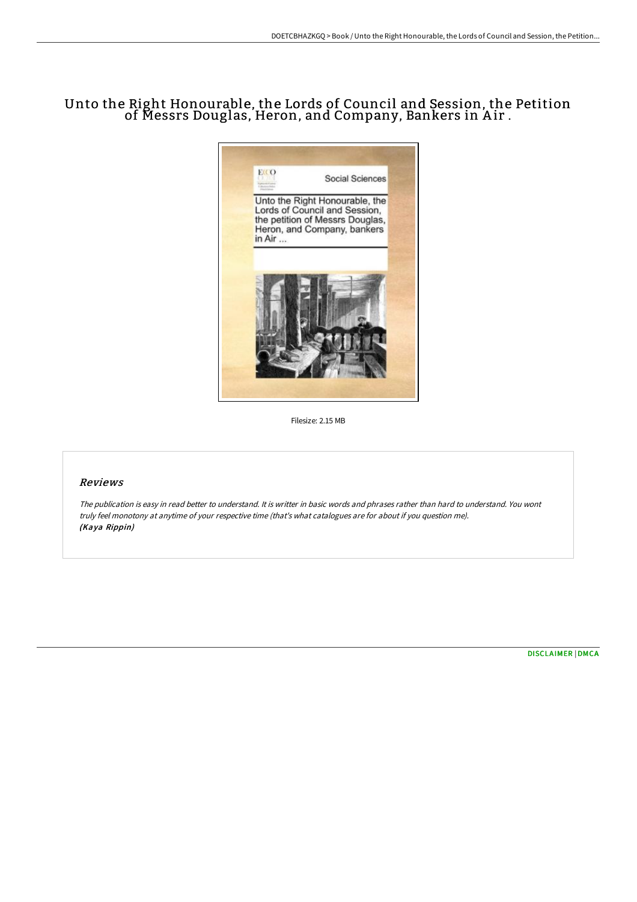# Unto the Right Honourable, the Lords of Council and Session, the Petition of Messrs Douglas, Heron, and Company, Bankers in Air .

Filesize: 2.15 MB

## Reviews

*The publication is easy in read better to understand. It is writter in basic words and phrases rather than hard to understand. You wont truly feel monotony at anytime of your respective time (that's what catalogues are for about if you question me).*
***(Kaya Rippin)***

DISCLAIMER | DMCA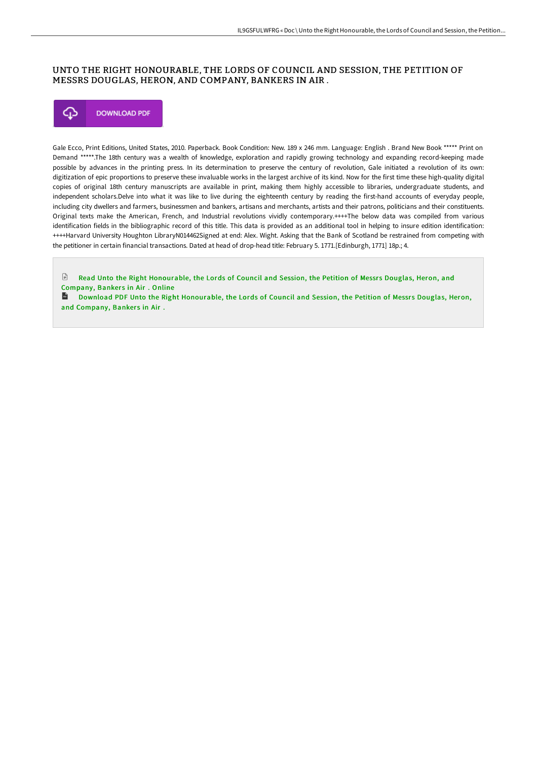# UNTO THE RIGHT HONOURABLE, THE LORDS OF COUNCIL AND SESSION, THE PETITION OF MESSRS DOUGLAS, HERON, AND COMPANY, BANKERS IN AIR .

DOWNLOAD PDF

Gale Ecco, Print Editions, United States, 2010. Paperback. Book Condition: New. 189 x 246 mm. Language: English . Brand New Book ***** Print on Demand *****.The 18th century was a wealth of knowledge, exploration and rapidly growing technology and expanding record-keeping made possible by advances in the printing press. In its determination to preserve the century of revolution, Gale initiated a revolution of its own: digitization of epic proportions to preserve these invaluable works in the largest archive of its kind. Now for the first time these high-quality digital copies of original 18th century manuscripts are available in print, making them highly accessible to libraries, undergraduate students, and independent scholars.Delve into what it was like to live during the eighteenth century by reading the first-hand accounts of everyday people, including city dwellers and farmers, businessmen and bankers, artisans and merchants, artists and their patrons, politicians and their constituents. Original texts make the American, French, and Industrial revolutions vividly contemporary.++++The below data was compiled from various identification fields in the bibliographic record of this title. This data is provided as an additional tool in helping to insure edition identification: ++++Harvard University Houghton LibraryN014462Signed at end: Alex. Wight. Asking that the Bank of Scotland be restrained from competing with the petitioner in certain financial transactions. Dated at head of drop-head title: February 5. 1771.[Edinburgh, 1771] 18p.; 4.

Read Unto the Right Honourable, the Lords of Council and Session, the Petition of Messrs Douglas, Heron, and Company, Bankers in Air . Online

Download PDF Unto the Right Honourable, the Lords of Council and Session, the Petition of Messrs Douglas, Heron, and Company, Bankers in Air .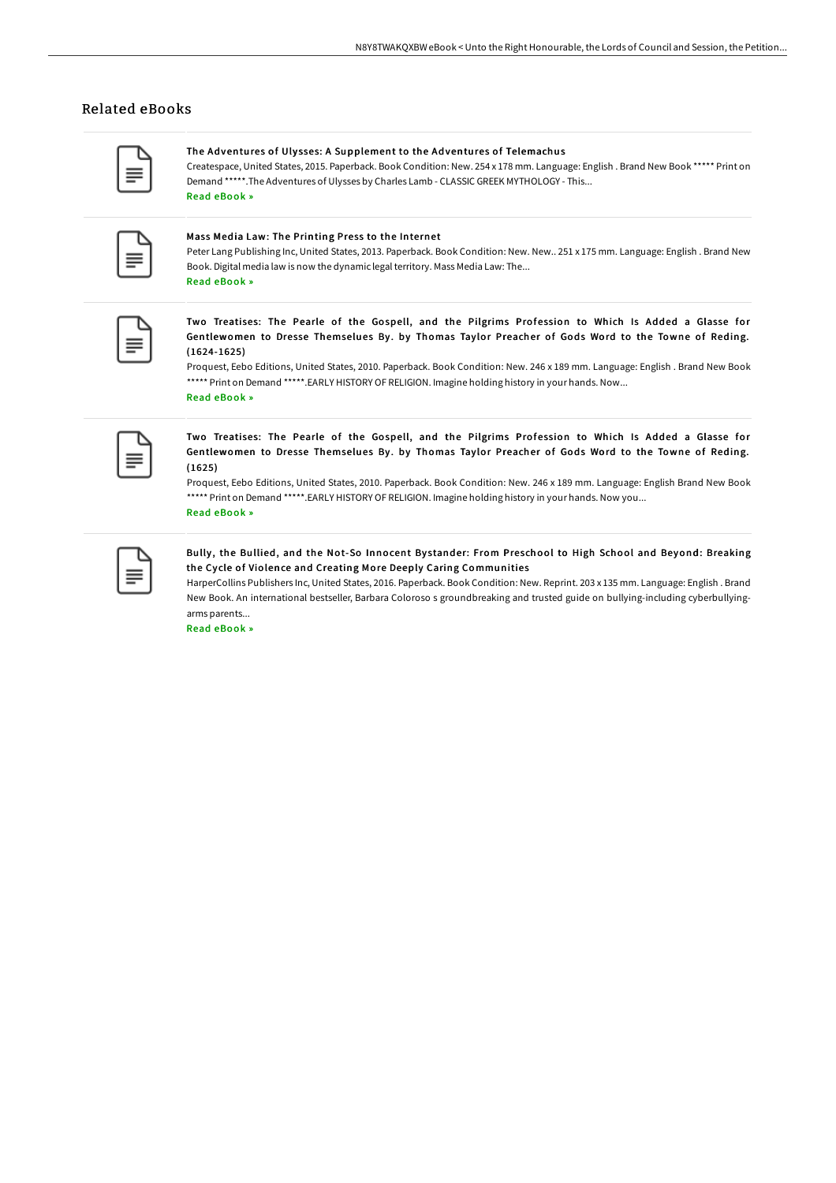## Related eBooks

**The Adventures of Ulysses: A Supplement to the Adventures of Telemachus**

Createspace, United States, 2015. Paperback. Book Condition: New. 254 x 178 mm. Language: English . Brand New Book ***** Print on Demand *****.The Adventures of Ulysses by Charles Lamb - CLASSIC GREEK MYTHOLOGY - This...

Read eBook »

**Mass Media Law: The Printing Press to the Internet**

Peter Lang Publishing Inc, United States, 2013. Paperback. Book Condition: New. New.. 251 x 175 mm. Language: English . Brand New Book. Digital media law is now the dynamic legal territory. Mass Media Law: The...

Read eBook »

**Two Treatises: The Pearle of the Gospell, and the Pilgrims Profession to Which Is Added a Glasse for Gentlewomen to Dresse Themselues By. by Thomas Taylor Preacher of Gods Word to the Towne of Reding. (1624-1625)**

Proquest, Eebo Editions, United States, 2010. Paperback. Book Condition: New. 246 x 189 mm. Language: English . Brand New Book ***** Print on Demand *****.EARLY HISTORY OF RELIGION. Imagine holding history in your hands. Now...

Read eBook »

**Two Treatises: The Pearle of the Gospell, and the Pilgrims Profession to Which Is Added a Glasse for Gentlewomen to Dresse Themselues By. by Thomas Taylor Preacher of Gods Word to the Towne of Reding. (1625)**

Proquest, Eebo Editions, United States, 2010. Paperback. Book Condition: New. 246 x 189 mm. Language: English Brand New Book ***** Print on Demand *****.EARLY HISTORY OF RELIGION. Imagine holding history in your hands. Now you...

Read eBook »

**Bully, the Bullied, and the Not-So Innocent Bystander: From Preschool to High School and Beyond: Breaking the Cycle of Violence and Creating More Deeply Caring Communities**

HarperCollins Publishers Inc, United States, 2016. Paperback. Book Condition: New. Reprint. 203 x 135 mm. Language: English . Brand New Book. An international bestseller, Barbara Coloroso s groundbreaking and trusted guide on bullying-including cyberbullying-arms parents...

Read eBook »